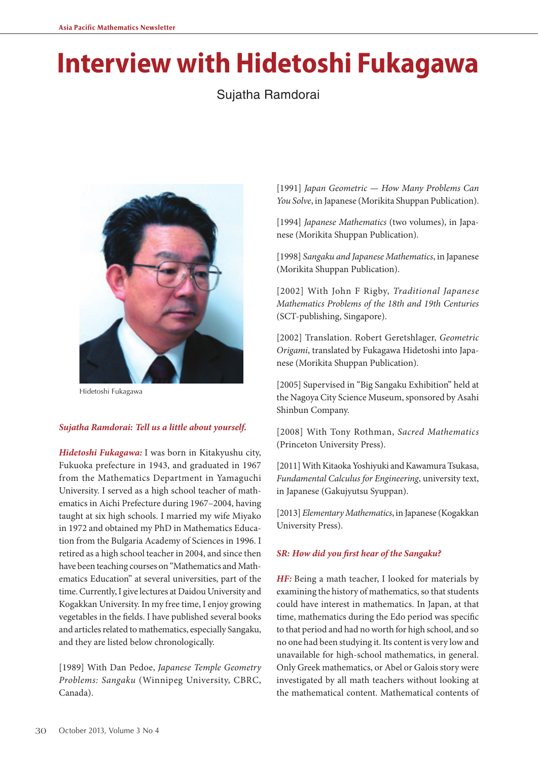# Interview with Hidetoshi Fukagawa

Sujatha Ramdorai

Hidetoshi Fukagawa

***Sujatha Ramdorai: Tell us a little about yourself.***

***Hidetoshi Fukagawa:*** I was born in Kitakyushu city, Fukuoka prefecture in 1943, and graduated in 1967 from the Mathematics Department in Yamaguchi University. I served as a high school teacher of mathematics in Aichi Prefecture during 1967–2004, having taught at six high schools. I married my wife Miyako in 1972 and obtained my PhD in Mathematics Education from the Bulgaria Academy of Sciences in 1996. I retired as a high school teacher in 2004, and since then have been teaching courses on "Mathematics and Mathematics Education" at several universities, part of the time. Currently, I give lectures at Daidou University and Kogakkan University. In my free time, I enjoy growing vegetables in the fields. I have published several books and articles related to mathematics, especially Sangaku, and they are listed below chronologically.

[1989] With Dan Pedoe, *Japanese Temple Geometry Problems: Sangaku* (Winnipeg University, CBRC, Canada).

[1991] *Japan Geometric — How Many Problems Can You Solve*, in Japanese (Morikita Shuppan Publication).

[1994] *Japanese Mathematics* (two volumes), in Japanese (Morikita Shuppan Publication).

[1998] *Sangaku and Japanese Mathematics*, in Japanese (Morikita Shuppan Publication).

[2002] With John F Rigby, *Traditional Japanese Mathematics Problems of the 18th and 19th Centuries* (SCT-publishing, Singapore).

[2002] Translation. Robert Geretshlager, *Geometric Origami*, translated by Fukagawa Hidetoshi into Japanese (Morikita Shuppan Publication).

[2005] Supervised in "Big Sangaku Exhibition" held at the Nagoya City Science Museum, sponsored by Asahi Shinbun Company.

[2008] With Tony Rothman, *Sacred Mathematics* (Princeton University Press).

[2011] With Kitaoka Yoshiyuki and Kawamura Tsukasa, *Fundamental Calculus for Engineering*, university text, in Japanese (Gakujyutsu Syuppan).

[2013] *Elementary Mathematics*, in Japanese (Kogakkan University Press).

***SR: How did you first hear of the Sangaku?***

***HF:*** Being a math teacher, I looked for materials by examining the history of mathematics, so that students could have interest in mathematics. In Japan, at that time, mathematics during the Edo period was specific to that period and had no worth for high school, and so no one had been studying it. Its content is very low and unavailable for high-school mathematics, in general. Only Greek mathematics, or Abel or Galois story were investigated by all math teachers without looking at the mathematical content. Mathematical contents of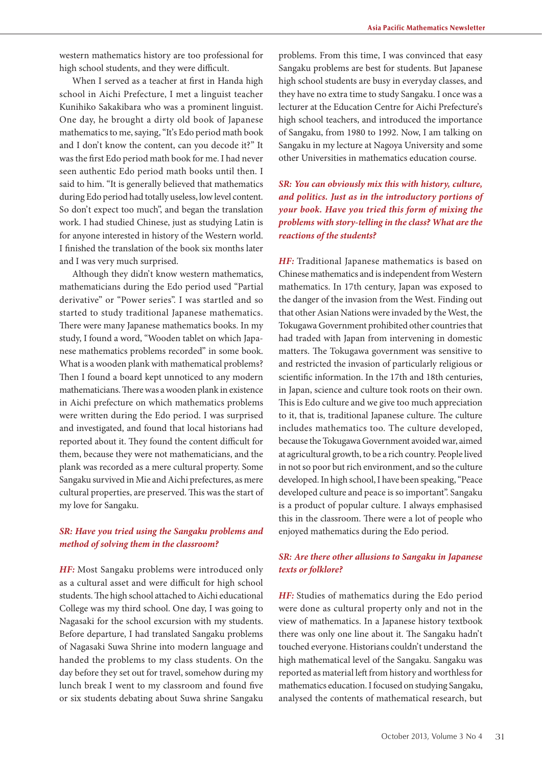western mathematics history are too professional for high school students, and they were difficult.

When I served as a teacher at first in Handa high school in Aichi Prefecture, I met a linguist teacher Kunihiko Sakakibara who was a prominent linguist. One day, he brought a dirty old book of Japanese mathematics to me, saying, "It's Edo period math book and I don't know the content, can you decode it?" It was the first Edo period math book for me. I had never seen authentic Edo period math books until then. I said to him. "It is generally believed that mathematics during Edo period had totally useless, low level content. So don't expect too much", and began the translation work. I had studied Chinese, just as studying Latin is for anyone interested in history of the Western world. I finished the translation of the book six months later and I was very much surprised.

Although they didn't know western mathematics, mathematicians during the Edo period used "Partial derivative" or "Power series". I was startled and so started to study traditional Japanese mathematics. There were many Japanese mathematics books. In my study, I found a word, "Wooden tablet on which Japanese mathematics problems recorded" in some book. What is a wooden plank with mathematical problems? Then I found a board kept unnoticed to any modern mathematicians. There was a wooden plank in existence in Aichi prefecture on which mathematics problems were written during the Edo period. I was surprised and investigated, and found that local historians had reported about it. They found the content difficult for them, because they were not mathematicians, and the plank was recorded as a mere cultural property. Some Sangaku survived in Mie and Aichi prefectures, as mere cultural properties, are preserved. This was the start of my love for Sangaku.

***SR: Have you tried using the Sangaku problems and method of solving them in the classroom?***

***HF:*** Most Sangaku problems were introduced only as a cultural asset and were difficult for high school students. The high school attached to Aichi educational College was my third school. One day, I was going to Nagasaki for the school excursion with my students. Before departure, I had translated Sangaku problems of Nagasaki Suwa Shrine into modern language and handed the problems to my class students. On the day before they set out for travel, somehow during my lunch break I went to my classroom and found five or six students debating about Suwa shrine Sangaku problems. From this time, I was convinced that easy Sangaku problems are best for students. But Japanese high school students are busy in everyday classes, and they have no extra time to study Sangaku. I once was a lecturer at the Education Centre for Aichi Prefecture's high school teachers, and introduced the importance of Sangaku, from 1980 to 1992. Now, I am talking on Sangaku in my lecture at Nagoya University and some other Universities in mathematics education course.

***SR: You can obviously mix this with history, culture, and politics. Just as in the introductory portions of your book. Have you tried this form of mixing the problems with story-telling in the class? What are the reactions of the students?***

***HF:*** Traditional Japanese mathematics is based on Chinese mathematics and is independent from Western mathematics. In 17th century, Japan was exposed to the danger of the invasion from the West. Finding out that other Asian Nations were invaded by the West, the Tokugawa Government prohibited other countries that had traded with Japan from intervening in domestic matters. The Tokugawa government was sensitive to and restricted the invasion of particularly religious or scientific information. In the 17th and 18th centuries, in Japan, science and culture took roots on their own. This is Edo culture and we give too much appreciation to it, that is, traditional Japanese culture. The culture includes mathematics too. The culture developed, because the Tokugawa Government avoided war, aimed at agricultural growth, to be a rich country. People lived in not so poor but rich environment, and so the culture developed. In high school, I have been speaking, "Peace developed culture and peace is so important". Sangaku is a product of popular culture. I always emphasised this in the classroom. There were a lot of people who enjoyed mathematics during the Edo period.

***SR: Are there other allusions to Sangaku in Japanese texts or folklore?***

***HF:*** Studies of mathematics during the Edo period were done as cultural property only and not in the view of mathematics. In a Japanese history textbook there was only one line about it. The Sangaku hadn't touched everyone. Historians couldn't understand the high mathematical level of the Sangaku. Sangaku was reported as material left from history and worthless for mathematics education. I focused on studying Sangaku, analysed the contents of mathematical research, but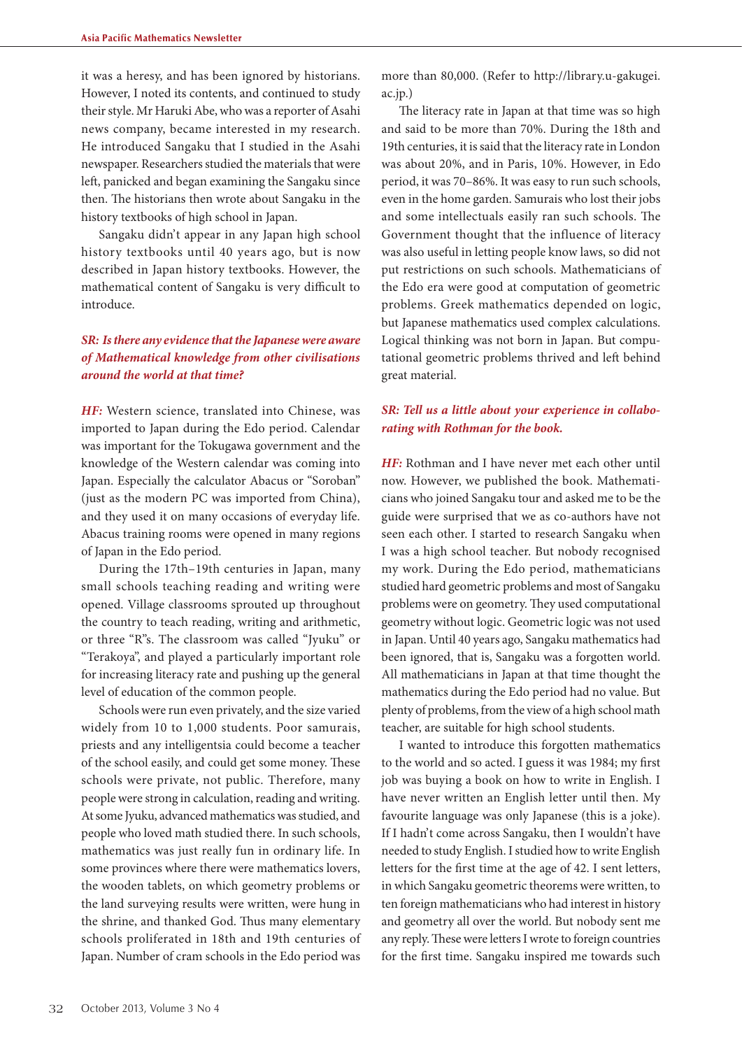it was a heresy, and has been ignored by historians. However, I noted its contents, and continued to study their style. Mr Haruki Abe, who was a reporter of Asahi news company, became interested in my research. He introduced Sangaku that I studied in the Asahi newspaper. Researchers studied the materials that were left, panicked and began examining the Sangaku since then. The historians then wrote about Sangaku in the history textbooks of high school in Japan.

Sangaku didn't appear in any Japan high school history textbooks until 40 years ago, but is now described in Japan history textbooks. However, the mathematical content of Sangaku is very difficult to introduce.

***SR: Is there any evidence that the Japanese were aware of Mathematical knowledge from other civilisations around the world at that time?***

***HF:*** Western science, translated into Chinese, was imported to Japan during the Edo period. Calendar was important for the Tokugawa government and the knowledge of the Western calendar was coming into Japan. Especially the calculator Abacus or "Soroban" (just as the modern PC was imported from China), and they used it on many occasions of everyday life. Abacus training rooms were opened in many regions of Japan in the Edo period.

During the 17th–19th centuries in Japan, many small schools teaching reading and writing were opened. Village classrooms sprouted up throughout the country to teach reading, writing and arithmetic, or three "R"s. The classroom was called "Jyuku" or "Terakoya", and played a particularly important role for increasing literacy rate and pushing up the general level of education of the common people.

Schools were run even privately, and the size varied widely from 10 to 1,000 students. Poor samurais, priests and any intelligentsia could become a teacher of the school easily, and could get some money. These schools were private, not public. Therefore, many people were strong in calculation, reading and writing. At some Jyuku, advanced mathematics was studied, and people who loved math studied there. In such schools, mathematics was just really fun in ordinary life. In some provinces where there were mathematics lovers, the wooden tablets, on which geometry problems or the land surveying results were written, were hung in the shrine, and thanked God. Thus many elementary schools proliferated in 18th and 19th centuries of Japan. Number of cram schools in the Edo period was more than 80,000. (Refer to http://library.u-gakugei.ac.jp.)

The literacy rate in Japan at that time was so high and said to be more than 70%. During the 18th and 19th centuries, it is said that the literacy rate in London was about 20%, and in Paris, 10%. However, in Edo period, it was 70–86%. It was easy to run such schools, even in the home garden. Samurais who lost their jobs and some intellectuals easily ran such schools. The Government thought that the influence of literacy was also useful in letting people know laws, so did not put restrictions on such schools. Mathematicians of the Edo era were good at computation of geometric problems. Greek mathematics depended on logic, but Japanese mathematics used complex calculations. Logical thinking was not born in Japan. But computational geometric problems thrived and left behind great material.

***SR: Tell us a little about your experience in collaborating with Rothman for the book.***

***HF:*** Rothman and I have never met each other until now. However, we published the book. Mathematicians who joined Sangaku tour and asked me to be the guide were surprised that we as co-authors have not seen each other. I started to research Sangaku when I was a high school teacher. But nobody recognised my work. During the Edo period, mathematicians studied hard geometric problems and most of Sangaku problems were on geometry. They used computational geometry without logic. Geometric logic was not used in Japan. Until 40 years ago, Sangaku mathematics had been ignored, that is, Sangaku was a forgotten world. All mathematicians in Japan at that time thought the mathematics during the Edo period had no value. But plenty of problems, from the view of a high school math teacher, are suitable for high school students.

I wanted to introduce this forgotten mathematics to the world and so acted. I guess it was 1984; my first job was buying a book on how to write in English. I have never written an English letter until then. My favourite language was only Japanese (this is a joke). If I hadn't come across Sangaku, then I wouldn't have needed to study English. I studied how to write English letters for the first time at the age of 42. I sent letters, in which Sangaku geometric theorems were written, to ten foreign mathematicians who had interest in history and geometry all over the world. But nobody sent me any reply. These were letters I wrote to foreign countries for the first time. Sangaku inspired me towards such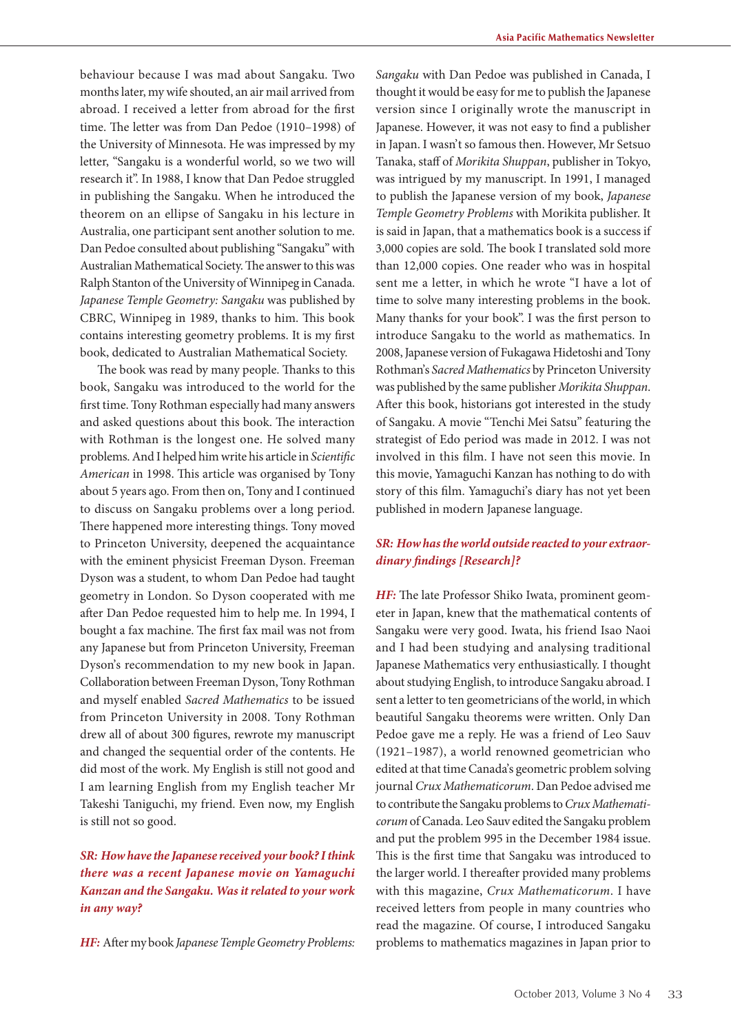behaviour because I was mad about Sangaku. Two months later, my wife shouted, an air mail arrived from abroad. I received a letter from abroad for the first time. The letter was from Dan Pedoe (1910–1998) of the University of Minnesota. He was impressed by my letter, "Sangaku is a wonderful world, so we two will research it". In 1988, I know that Dan Pedoe struggled in publishing the Sangaku. When he introduced the theorem on an ellipse of Sangaku in his lecture in Australia, one participant sent another solution to me. Dan Pedoe consulted about publishing "Sangaku" with Australian Mathematical Society. The answer to this was Ralph Stanton of the University of Winnipeg in Canada. *Japanese Temple Geometry: Sangaku* was published by CBRC, Winnipeg in 1989, thanks to him. This book contains interesting geometry problems. It is my first book, dedicated to Australian Mathematical Society.

The book was read by many people. Thanks to this book, Sangaku was introduced to the world for the first time. Tony Rothman especially had many answers and asked questions about this book. The interaction with Rothman is the longest one. He solved many problems. And I helped him write his article in *Scientific American* in 1998. This article was organised by Tony about 5 years ago. From then on, Tony and I continued to discuss on Sangaku problems over a long period. There happened more interesting things. Tony moved to Princeton University, deepened the acquaintance with the eminent physicist Freeman Dyson. Freeman Dyson was a student, to whom Dan Pedoe had taught geometry in London. So Dyson cooperated with me after Dan Pedoe requested him to help me. In 1994, I bought a fax machine. The first fax mail was not from any Japanese but from Princeton University, Freeman Dyson's recommendation to my new book in Japan. Collaboration between Freeman Dyson, Tony Rothman and myself enabled *Sacred Mathematics* to be issued from Princeton University in 2008. Tony Rothman drew all of about 300 figures, rewrote my manuscript and changed the sequential order of the contents. He did most of the work. My English is still not good and I am learning English from my English teacher Mr Takeshi Taniguchi, my friend. Even now, my English is still not so good.

***SR: How have the Japanese received your book? I think there was a recent Japanese movie on Yamaguchi Kanzan and the Sangaku. Was it related to your work in any way?***

***HF:*** After my book *Japanese Temple Geometry Problems: Sangaku* with Dan Pedoe was published in Canada, I thought it would be easy for me to publish the Japanese version since I originally wrote the manuscript in Japanese. However, it was not easy to find a publisher in Japan. I wasn't so famous then. However, Mr Setsuo Tanaka, staff of *Morikita Shuppan*, publisher in Tokyo, was intrigued by my manuscript. In 1991, I managed to publish the Japanese version of my book, *Japanese Temple Geometry Problems* with Morikita publisher. It is said in Japan, that a mathematics book is a success if 3,000 copies are sold. The book I translated sold more than 12,000 copies. One reader who was in hospital sent me a letter, in which he wrote "I have a lot of time to solve many interesting problems in the book. Many thanks for your book". I was the first person to introduce Sangaku to the world as mathematics. In 2008, Japanese version of Fukagawa Hidetoshi and Tony Rothman's *Sacred Mathematics* by Princeton University was published by the same publisher *Morikita Shuppan*. After this book, historians got interested in the study of Sangaku. A movie "Tenchi Mei Satsu" featuring the strategist of Edo period was made in 2012. I was not involved in this film. I have not seen this movie. In this movie, Yamaguchi Kanzan has nothing to do with story of this film. Yamaguchi's diary has not yet been published in modern Japanese language.

***SR: How has the world outside reacted to your extraordinary findings [Research]?***

***HF:*** The late Professor Shiko Iwata, prominent geometer in Japan, knew that the mathematical contents of Sangaku were very good. Iwata, his friend Isao Naoi and I had been studying and analysing traditional Japanese Mathematics very enthusiastically. I thought about studying English, to introduce Sangaku abroad. I sent a letter to ten geometricians of the world, in which beautiful Sangaku theorems were written. Only Dan Pedoe gave me a reply. He was a friend of Leo Sauv (1921–1987), a world renowned geometrician who edited at that time Canada's geometric problem solving journal *Crux Mathematicorum*. Dan Pedoe advised me to contribute the Sangaku problems to *Crux Mathematicorum* of Canada. Leo Sauv edited the Sangaku problem and put the problem 995 in the December 1984 issue. This is the first time that Sangaku was introduced to the larger world. I thereafter provided many problems with this magazine, *Crux Mathematicorum*. I have received letters from people in many countries who read the magazine. Of course, I introduced Sangaku problems to mathematics magazines in Japan prior to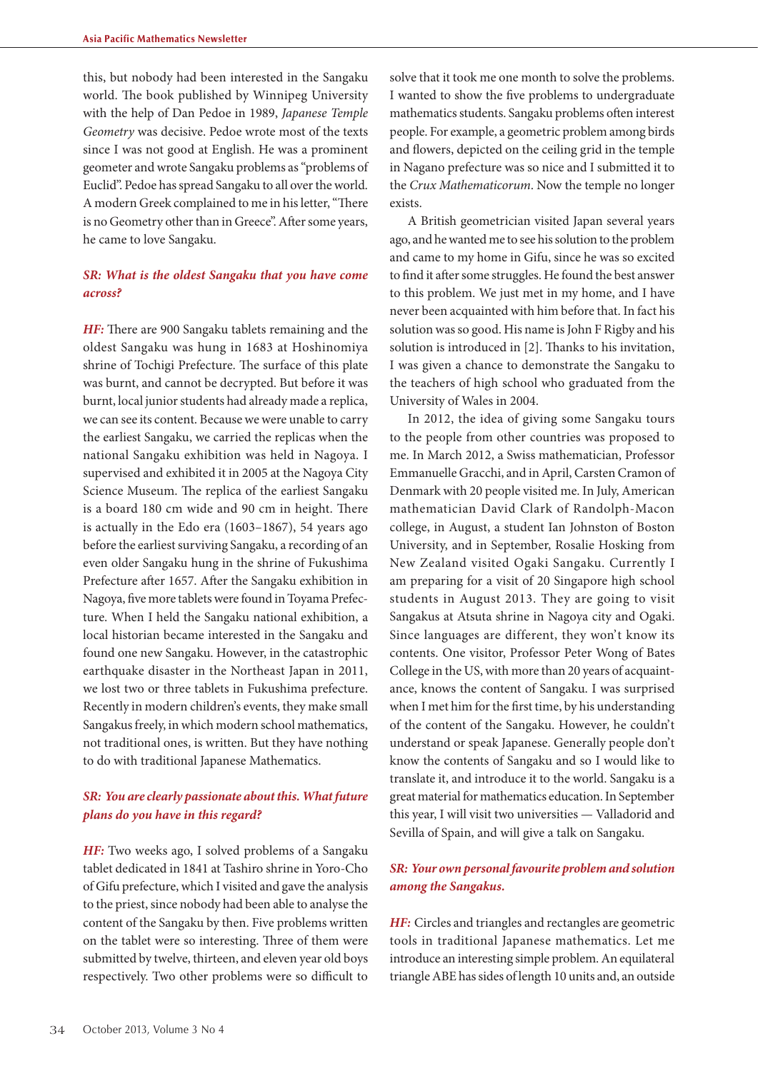this, but nobody had been interested in the Sangaku world. The book published by Winnipeg University with the help of Dan Pedoe in 1989, *Japanese Temple Geometry* was decisive. Pedoe wrote most of the texts since I was not good at English. He was a prominent geometer and wrote Sangaku problems as "problems of Euclid". Pedoe has spread Sangaku to all over the world. A modern Greek complained to me in his letter, "There is no Geometry other than in Greece". After some years, he came to love Sangaku.

***SR: What is the oldest Sangaku that you have come across?***

***HF:*** There are 900 Sangaku tablets remaining and the oldest Sangaku was hung in 1683 at Hoshinomiya shrine of Tochigi Prefecture. The surface of this plate was burnt, and cannot be decrypted. But before it was burnt, local junior students had already made a replica, we can see its content. Because we were unable to carry the earliest Sangaku, we carried the replicas when the national Sangaku exhibition was held in Nagoya. I supervised and exhibited it in 2005 at the Nagoya City Science Museum. The replica of the earliest Sangaku is a board 180 cm wide and 90 cm in height. There is actually in the Edo era (1603–1867), 54 years ago before the earliest surviving Sangaku, a recording of an even older Sangaku hung in the shrine of Fukushima Prefecture after 1657. After the Sangaku exhibition in Nagoya, five more tablets were found in Toyama Prefecture. When I held the Sangaku national exhibition, a local historian became interested in the Sangaku and found one new Sangaku. However, in the catastrophic earthquake disaster in the Northeast Japan in 2011, we lost two or three tablets in Fukushima prefecture. Recently in modern children's events, they make small Sangakus freely, in which modern school mathematics, not traditional ones, is written. But they have nothing to do with traditional Japanese Mathematics.

***SR: You are clearly passionate about this. What future plans do you have in this regard?***

***HF:*** Two weeks ago, I solved problems of a Sangaku tablet dedicated in 1841 at Tashiro shrine in Yoro-Cho of Gifu prefecture, which I visited and gave the analysis to the priest, since nobody had been able to analyse the content of the Sangaku by then. Five problems written on the tablet were so interesting. Three of them were submitted by twelve, thirteen, and eleven year old boys respectively. Two other problems were so difficult to solve that it took me one month to solve the problems. I wanted to show the five problems to undergraduate mathematics students. Sangaku problems often interest people. For example, a geometric problem among birds and flowers, depicted on the ceiling grid in the temple in Nagano prefecture was so nice and I submitted it to the *Crux Mathematicorum*. Now the temple no longer exists.

A British geometrician visited Japan several years ago, and he wanted me to see his solution to the problem and came to my home in Gifu, since he was so excited to find it after some struggles. He found the best answer to this problem. We just met in my home, and I have never been acquainted with him before that. In fact his solution was so good. His name is John F Rigby and his solution is introduced in [2]. Thanks to his invitation, I was given a chance to demonstrate the Sangaku to the teachers of high school who graduated from the University of Wales in 2004.

In 2012, the idea of giving some Sangaku tours to the people from other countries was proposed to me. In March 2012, a Swiss mathematician, Professor Emmanuelle Gracchi, and in April, Carsten Cramon of Denmark with 20 people visited me. In July, American mathematician David Clark of Randolph-Macon college, in August, a student Ian Johnston of Boston University, and in September, Rosalie Hosking from New Zealand visited Ogaki Sangaku. Currently I am preparing for a visit of 20 Singapore high school students in August 2013. They are going to visit Sangakus at Atsuta shrine in Nagoya city and Ogaki. Since languages are different, they won't know its contents. One visitor, Professor Peter Wong of Bates College in the US, with more than 20 years of acquaintance, knows the content of Sangaku. I was surprised when I met him for the first time, by his understanding of the content of the Sangaku. However, he couldn't understand or speak Japanese. Generally people don't know the contents of Sangaku and so I would like to translate it, and introduce it to the world. Sangaku is a great material for mathematics education. In September this year, I will visit two universities — Valladorid and Sevilla of Spain, and will give a talk on Sangaku.

***SR: Your own personal favourite problem and solution among the Sangakus.***

***HF:*** Circles and triangles and rectangles are geometric tools in traditional Japanese mathematics. Let me introduce an interesting simple problem. An equilateral triangle ABE has sides of length 10 units and, an outside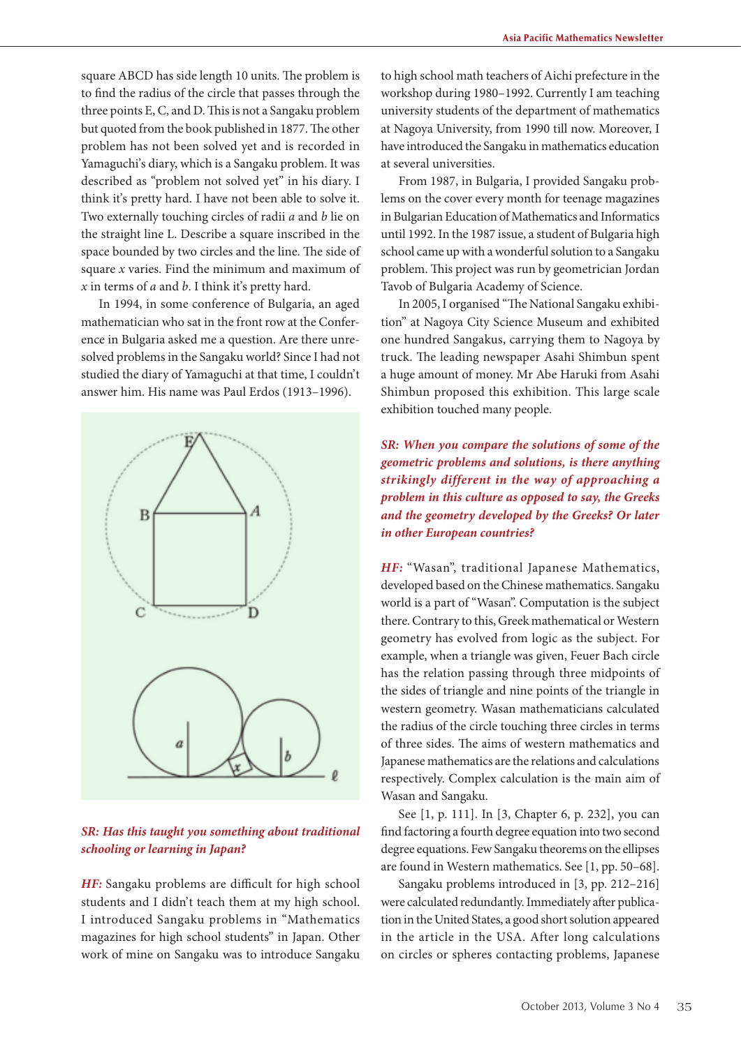square ABCD has side length 10 units. The problem is to find the radius of the circle that passes through the three points E, C, and D. This is not a Sangaku problem but quoted from the book published in 1877. The other problem has not been solved yet and is recorded in Yamaguchi's diary, which is a Sangaku problem. It was described as "problem not solved yet" in his diary. I think it's pretty hard. I have not been able to solve it. Two externally touching circles of radii $a$ and $b$ lie on the straight line L. Describe a square inscribed in the space bounded by two circles and the line. The side of square $x$ varies. Find the minimum and maximum of $x$ in terms of $a$ and $b$. I think it's pretty hard.

In 1994, in some conference of Bulgaria, an aged mathematician who sat in the front row at the Conference in Bulgaria asked me a question. Are there unresolved problems in the Sangaku world? Since I had not studied the diary of Yamaguchi at that time, I couldn't answer him. His name was Paul Erdos (1913–1996).

***SR: Has this taught you something about traditional schooling or learning in Japan?***

***HF:*** Sangaku problems are difficult for high school students and I didn't teach them at my high school. I introduced Sangaku problems in "Mathematics magazines for high school students" in Japan. Other work of mine on Sangaku was to introduce Sangaku to high school math teachers of Aichi prefecture in the workshop during 1980–1992. Currently I am teaching university students of the department of mathematics at Nagoya University, from 1990 till now. Moreover, I have introduced the Sangaku in mathematics education at several universities.

From 1987, in Bulgaria, I provided Sangaku problems on the cover every month for teenage magazines in Bulgarian Education of Mathematics and Informatics until 1992. In the 1987 issue, a student of Bulgaria high school came up with a wonderful solution to a Sangaku problem. This project was run by geometrician Jordan Tavob of Bulgaria Academy of Science.

In 2005, I organised "The National Sangaku exhibition" at Nagoya City Science Museum and exhibited one hundred Sangakus, carrying them to Nagoya by truck. The leading newspaper Asahi Shimbun spent a huge amount of money. Mr Abe Haruki from Asahi Shimbun proposed this exhibition. This large scale exhibition touched many people.

***SR: When you compare the solutions of some of the geometric problems and solutions, is there anything strikingly different in the way of approaching a problem in this culture as opposed to say, the Greeks and the geometry developed by the Greeks? Or later in other European countries?***

***HF:*** "Wasan", traditional Japanese Mathematics, developed based on the Chinese mathematics. Sangaku world is a part of "Wasan". Computation is the subject there. Contrary to this, Greek mathematical or Western geometry has evolved from logic as the subject. For example, when a triangle was given, Feuer Bach circle has the relation passing through three midpoints of the sides of triangle and nine points of the triangle in western geometry. Wasan mathematicians calculated the radius of the circle touching three circles in terms of three sides. The aims of western mathematics and Japanese mathematics are the relations and calculations respectively. Complex calculation is the main aim of Wasan and Sangaku.

See [1, p. 111]. In [3, Chapter 6, p. 232], you can find factoring a fourth degree equation into two second degree equations. Few Sangaku theorems on the ellipses are found in Western mathematics. See [1, pp. 50–68].

Sangaku problems introduced in [3, pp. 212–216] were calculated redundantly. Immediately after publication in the United States, a good short solution appeared in the article in the USA. After long calculations on circles or spheres contacting problems, Japanese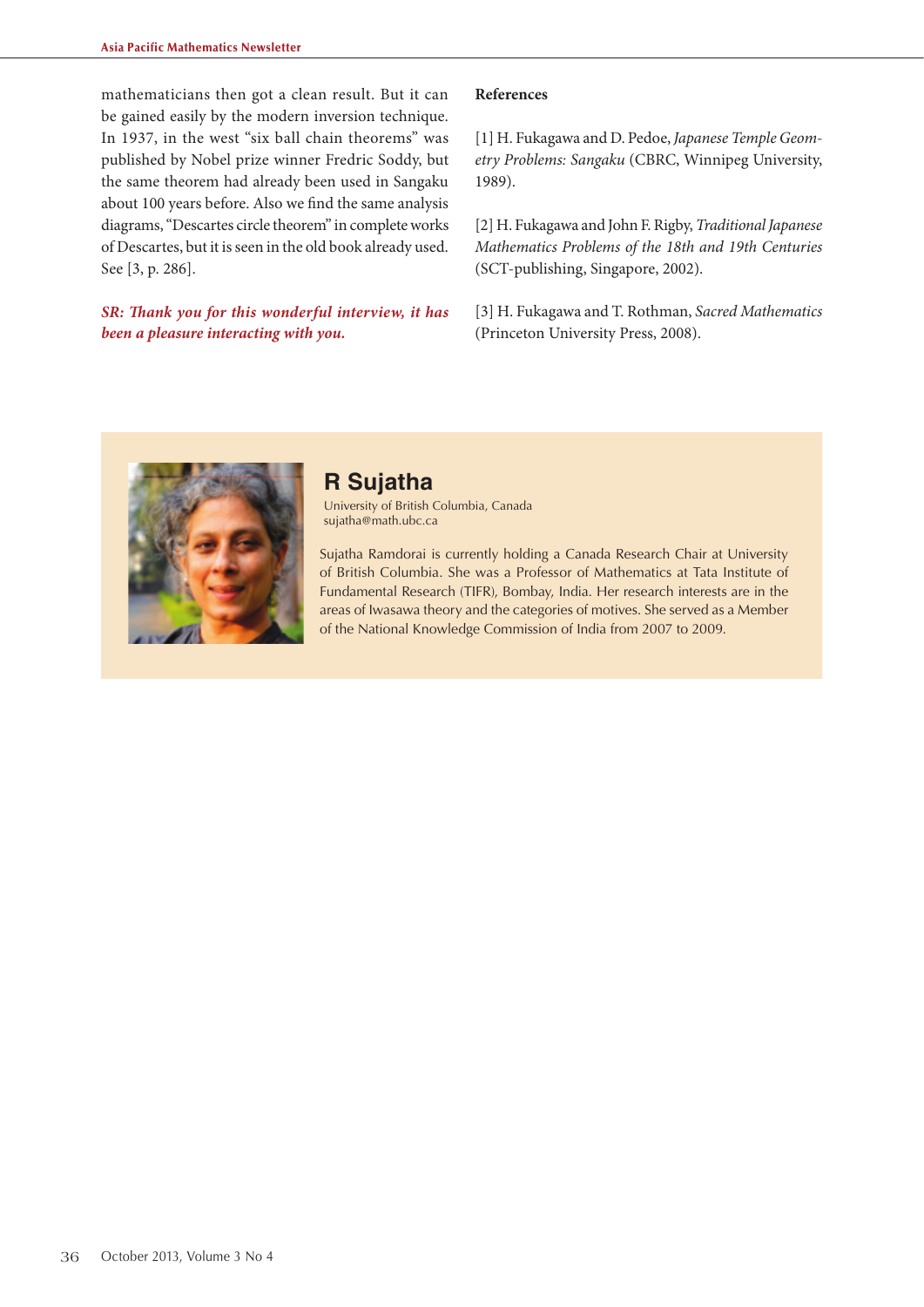mathematicians then got a clean result. But it can be gained easily by the modern inversion technique. In 1937, in the west "six ball chain theorems" was published by Nobel prize winner Fredric Soddy, but the same theorem had already been used in Sangaku about 100 years before. Also we find the same analysis diagrams, "Descartes circle theorem" in complete works of Descartes, but it is seen in the old book already used. See [3, p. 286].

***SR: Thank you for this wonderful interview, it has been a pleasure interacting with you.***

## References

[1] H. Fukagawa and D. Pedoe, *Japanese Temple Geometry Problems: Sangaku* (CBRC, Winnipeg University, 1989).

[2] H. Fukagawa and John F. Rigby, *Traditional Japanese Mathematics Problems of the 18th and 19th Centuries* (SCT-publishing, Singapore, 2002).

[3] H. Fukagawa and T. Rothman, *Sacred Mathematics* (Princeton University Press, 2008).

## R Sujatha

University of British Columbia, Canada
sujatha@math.ubc.ca

Sujatha Ramdorai is currently holding a Canada Research Chair at University of British Columbia. She was a Professor of Mathematics at Tata Institute of Fundamental Research (TIFR), Bombay, India. Her research interests are in the areas of Iwasawa theory and the categories of motives. She served as a Member of the National Knowledge Commission of India from 2007 to 2009.